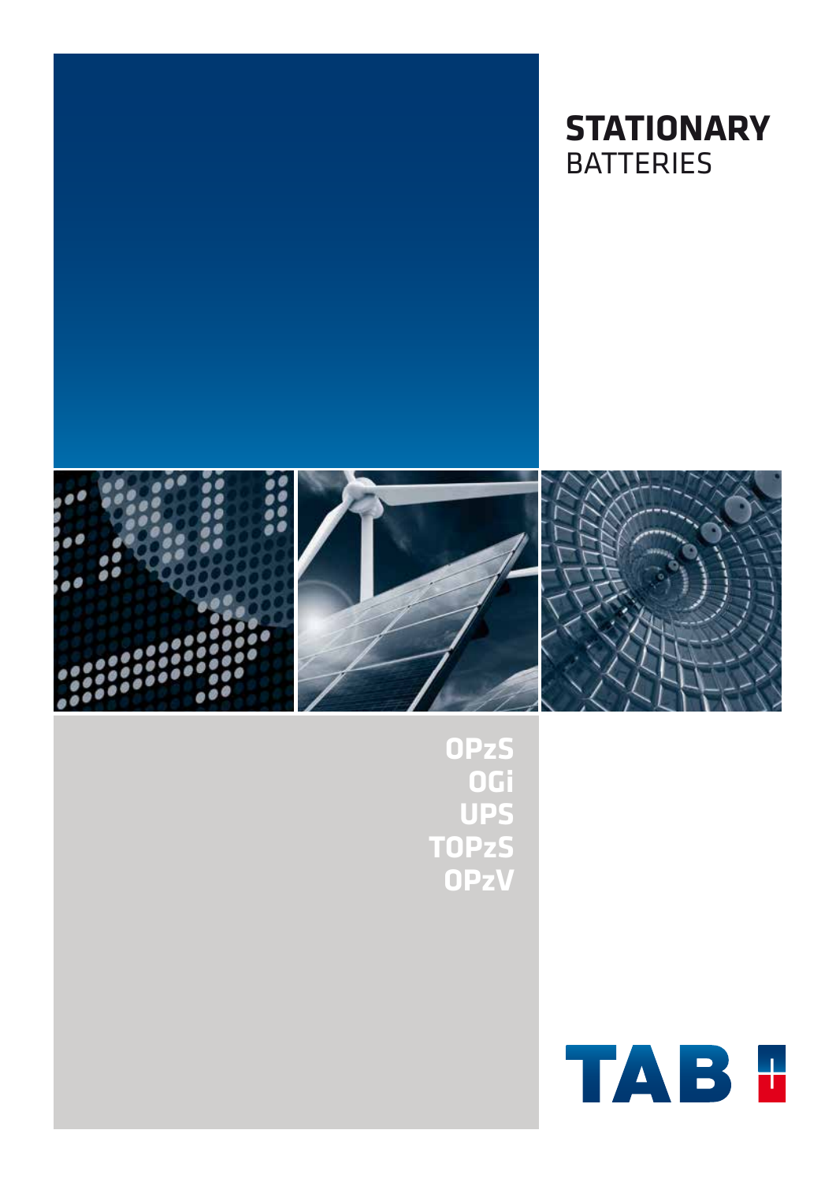# STATIONARY BATTERIES

OPzS
OGi
UPS
TOPzS
OPzV

TAB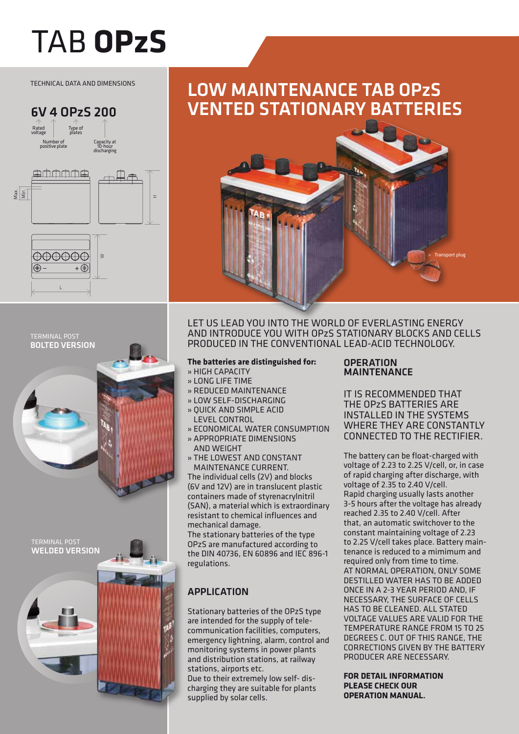# TAB **OPzS**

TECHNICAL DATA AND DIMENSIONS

## 6V 4 OPzS 200

Rated voltage — Number of positive plate — Type of plates — Capacity at 10-hour discharging

TERMINAL POST
**BOLTED VERSION**

TERMINAL POST
**WELDED VERSION**

## LOW MAINTENANCE TAB OPzS VENTED STATIONARY BATTERIES

« Transport plug

LET US LEAD YOU INTO THE WORLD OF EVERLASTING ENERGY AND INTRODUCE YOU WITH OPzS STATIONARY BLOCKS AND CELLS PRODUCED IN THE CONVENTIONAL LEAD-ACID TECHNOLOGY.

**The batteries are distinguished for:**

» HIGH CAPACITY
» LONG LIFE TIME
» REDUCED MAINTENANCE
» LOW SELF-DISCHARGING
» QUICK AND SIMPLE ACID LEVEL CONTROL
» ECONOMICAL WATER CONSUMPTION
» APPROPRIATE DIMENSIONS AND WEIGHT
» THE LOWEST AND CONSTANT MAINTENANCE CURRENT.

The individual cells (2V) and blocks (6V and 12V) are in translucent plastic containers made of styrenacrylnitril (SAN), a material which is extraordinary resistant to chemical influences and mechanical damage.

The stationary batteries of the type OPzS are manufactured according to the DIN 40736, EN 60896 and IEC 896-1 regulations.

### APPLICATION

Stationary batteries of the OPzS type are intended for the supply of telecommunication facilities, computers, emergency lightning, alarm, control and monitoring systems in power plants and distribution stations, at railway stations, airports etc.

Due to their extremely low self- discharging they are suitable for plants supplied by solar cells.

### OPERATION MAINTENANCE

IT IS RECOMMENDED THAT THE OPzS BATTERIES ARE INSTALLED IN THE SYSTEMS WHERE THEY ARE CONSTANTLY CONNECTED TO THE RECTIFIER.

The battery can be float-charged with voltage of 2.23 to 2.25 V/cell, or, in case of rapid charging after discharge, with voltage of 2.35 to 2.40 V/cell. Rapid charging usually lasts another 3-5 hours after the voltage has already reached 2.35 to 2.40 V/cell. After that, an automatic switchover to the constant maintaining voltage of 2.23 to 2.25 V/cell takes place. Battery maintenance is reduced to a mimimum and required only from time to time.

AT NORMAL OPERATION, ONLY SOME DESTILLED WATER HAS TO BE ADDED ONCE IN A 2-3 YEAR PERIOD AND, IF NECESSARY, THE SURFACE OF CELLS HAS TO BE CLEANED. ALL STATED VOLTAGE VALUES ARE VALID FOR THE TEMPERATURE RANGE FROM 15 TO 25 DEGREES C. OUT OF THIS RANGE, THE CORRECTIONS GIVEN BY THE BATTERY PRODUCER ARE NECESSARY.

**FOR DETAIL INFORMATION PLEASE CHECK OUR OPERATION MANUAL.**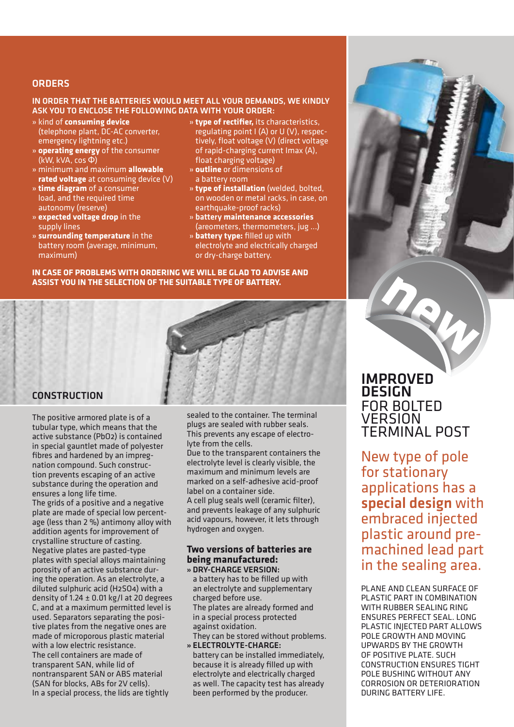## ORDERS

**IN ORDER THAT THE BATTERIES WOULD MEET ALL YOUR DEMANDS, WE KINDLY ASK YOU TO ENCLOSE THE FOLLOWING DATA WITH YOUR ORDER:**

- » kind of **consuming device** (telephone plant, DC-AC converter, emergency lightning etc.)
- » **operating energy** of the consumer (kW, kVA, cos Φ)
- » minimum and maximum **allowable rated voltage** at consuming device (V)
- » **time diagram** of a consumer load, and the required time autonomy (reserve)
- » **expected voltage drop** in the supply lines
- » **surrounding temperature** in the battery room (average, minimum, maximum)
- » **type of rectifier,** its characteristics, regulating point I (A) or U (V), respectively, float voltage (V) (direct voltage of rapid-charging current Imax (A), float charging voltage)
- » **outline** or dimensions of a battery room
- » **type of installation** (welded, bolted, on wooden or metal racks, in case, on earthquake-proof racks)
- » **battery maintenance accessories** (areometers, thermometers, jug ...)
- » **battery type:** filled up with electrolyte and electrically charged or dry-charge battery.

**IN CASE OF PROBLEMS WITH ORDERING WE WILL BE GLAD TO ADVISE AND ASSIST YOU IN THE SELECTION OF THE SUITABLE TYPE OF BATTERY.**

## CONSTRUCTION

The positive armored plate is of a tubular type, which means that the active substance ($PbO_2$) is contained in special gauntlet made of polyester fibres and hardened by an impregnation compound. Such construction prevents escaping of an active substance during the operation and ensures a long life time.
The grids of a positive and a negative plate are made of special low percentage (less than 2 %) antimony alloy with addition agents for improvement of crystalline structure of casting.
Negative plates are pasted-type plates with special alloys maintaining porosity of an active substance during the operation. As an electrolyte, a diluted sulphuric acid ($H_2SO_4$) with a density of 1.24 ± 0.01 kg/l at 20 degrees C, and at a maximum permitted level is used. Separators separating the positive plates from the negative ones are made of microporous plastic material with a low electric resistance.
The cell containers are made of transparent SAN, while lid of nontransparent SAN or ABS material (SAN for blocks, ABs for 2V cells).
In a special process, the lids are tightly sealed to the container. The terminal plugs are sealed with rubber seals. This prevents any escape of electrolyte from the cells.
Due to the transparent containers the electrolyte level is clearly visible, the maximum and minimum levels are marked on a self-adhesive acid-proof label on a container side.
A cell plug seals well (ceramic filter), and prevents leakage of any sulphuric acid vapours, however, it lets through hydrogen and oxygen.

### Two versions of batteries are being manufactured:

**» DRY-CHARGE VERSION:**
a battery has to be filled up with an electrolyte and supplementary charged before use.
The plates are already formed and in a special process protected against oxidation.
They can be stored without problems.

**» ELECTROLYTE-CHARGE:**
battery can be installed immediately, because it is already filled up with electrolyte and electrically charged as well. The capacity test has already been performed by the producer.

new

## IMPROVED DESIGN FOR BOLTED VERSION TERMINAL POST

New type of pole for stationary applications has a **special design** with embraced injected plastic around pre-machined lead part in the sealing area.

PLANE AND CLEAN SURFACE OF PLASTIC PART IN COMBINATION WITH RUBBER SEALING RING ENSURES PERFECT SEAL. LONG PLASTIC INJECTED PART ALLOWS POLE GROWTH AND MOVING UPWARDS BY THE GROWTH OF POSITIVE PLATE. SUCH CONSTRUCTION ENSURES TIGHT POLE BUSHING WITHOUT ANY CORROSION OR DETERIORATION DURING BATTERY LIFE.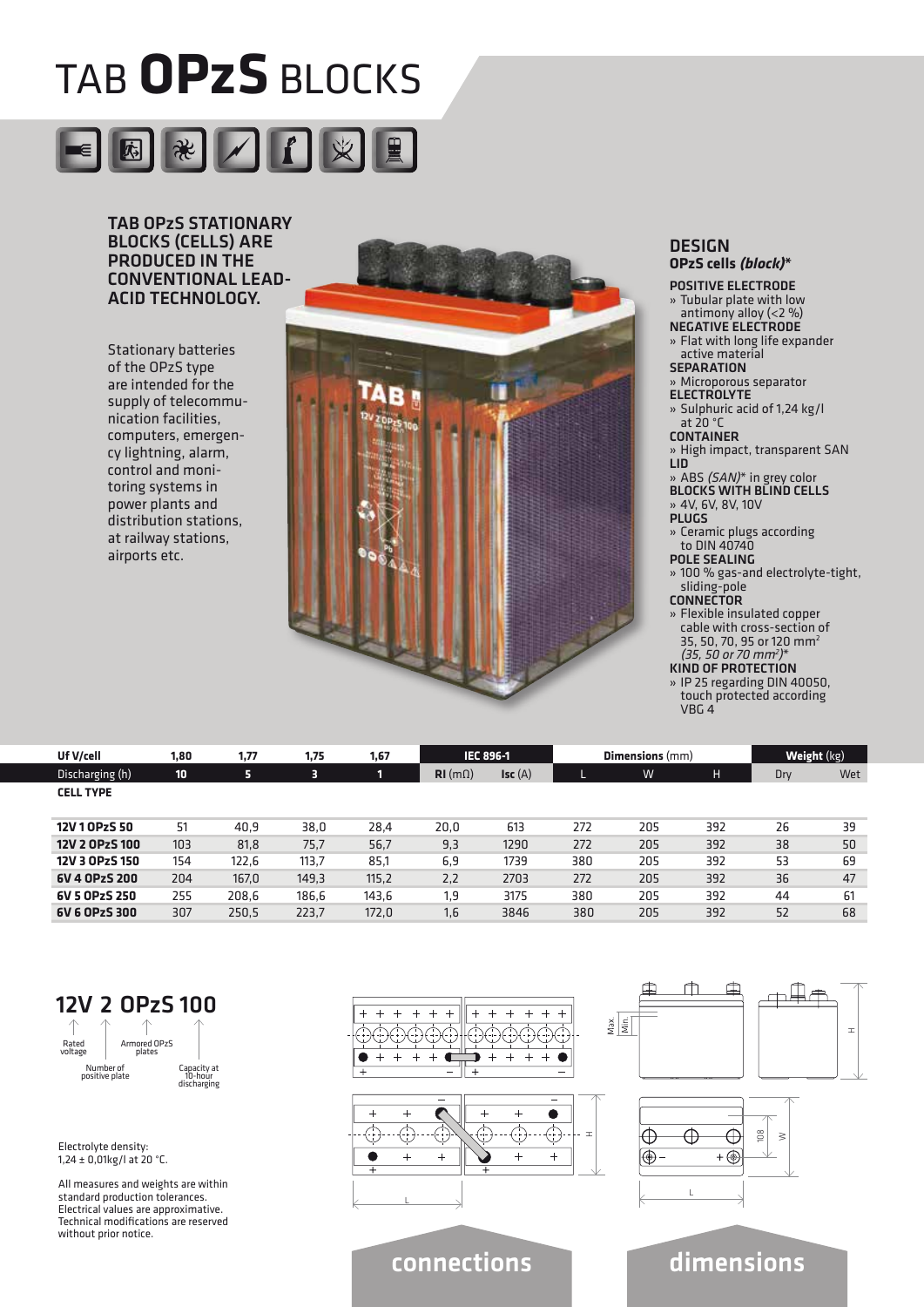# TAB **OPzS** BLOCKS

**TAB OPzS STATIONARY BLOCKS (CELLS) ARE PRODUCED IN THE CONVENTIONAL LEAD-ACID TECHNOLOGY.**

Stationary batteries of the OPzS type are intended for the supply of telecommunication facilities, computers, emergency lightning, alarm, control and monitoring systems in power plants and distribution stations, at railway stations, airports etc.

## DESIGN

**OPzS cells *(block)****

**POSITIVE ELECTRODE**
» Tubular plate with low antimony alloy (<2 %)

**NEGATIVE ELECTRODE**
» Flat with long life expander active material

**SEPARATION**
» Microporous separator

**ELECTROLYTE**
» Sulphuric acid of 1,24 kg/l at 20 °C

**CONTAINER**
» High impact, transparent SAN

**LID**
» ABS *(SAN)** in grey color

**BLOCKS WITH BLIND CELLS**
» 4V, 6V, 8V, 10V

**PLUGS**
» Ceramic plugs according to DIN 40740

**POLE SEALING**
» 100 % gas-and electrolyte-tight, sliding-pole

**CONNECTOR**
» Flexible insulated copper cable with cross-section of 35, 50, 70, 95 or 120 mm$^2$ *(35, 50 or 70 mm$^2$)**

**KIND OF PROTECTION**
» IP 25 regarding DIN 40050, touch protected according VBG 4

| Uf V/cell | 1,80 | 1,77 | 1,75 | 1,67 | IEC 896-1 | | Dimensions (mm) | | | Weight (kg) | |
|---|---|---|---|---|---|---|---|---|---|---|---|
| Discharging (h) | 10 | 5 | 3 | 1 | RI (mΩ) | Isc (A) | L | W | H | Dry | Wet |
| **CELL TYPE** | | | | | | | | | | | |
| **12V 1 OPzS 50** | 51 | 40,9 | 38,0 | 28,4 | 20,0 | 613 | 272 | 205 | 392 | 26 | 39 |
| **12V 2 OPzS 100** | 103 | 81,8 | 75,7 | 56,7 | 9,3 | 1290 | 272 | 205 | 392 | 38 | 50 |
| **12V 3 OPzS 150** | 154 | 122,6 | 113,7 | 85,1 | 6,9 | 1739 | 380 | 205 | 392 | 53 | 69 |
| **6V 4 OPzS 200** | 204 | 167,0 | 149,3 | 115,2 | 2,2 | 2703 | 272 | 205 | 392 | 36 | 47 |
| **6V 5 OPzS 250** | 255 | 208,6 | 186,6 | 143,6 | 1,9 | 3175 | 380 | 205 | 392 | 44 | 61 |
| **6V 6 OPzS 300** | 307 | 250,5 | 223,7 | 172,0 | 1,6 | 3846 | 380 | 205 | 392 | 52 | 68 |

**12V 2 OPzS 100**

- 12V – Rated voltage
- 2 – Number of positive plate
- OPzS – Armored OPzS plates
- 100 – Capacity at 10-hour discharging

Electrolyte density: 1,24 ± 0,01kg/l at 20 °C.

All measures and weights are within standard production tolerances. Electrical values are approximative. Technical modifications are reserved without prior notice.

**connections**

**dimensions**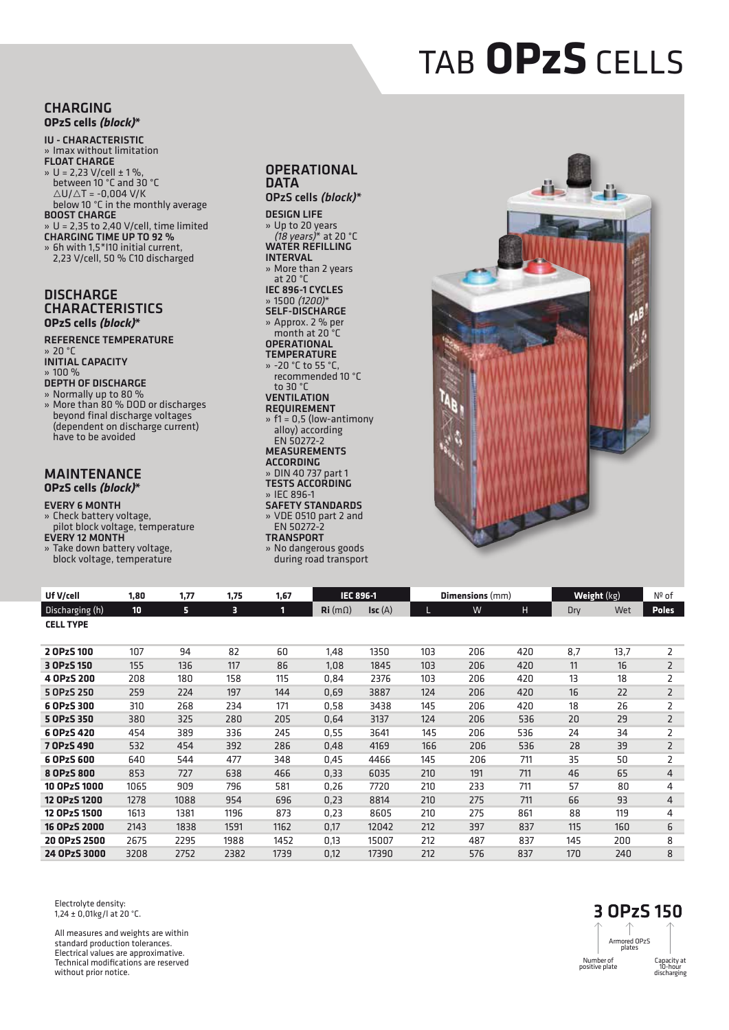# TAB **OPzS** CELLS

## CHARGING
**OPzS cells *(block)*\***

**IU - CHARACTERISTIC**
» Imax without limitation

**FLOAT CHARGE**
» U = 2,23 V/cell ± 1 %, between 10 °C and 30 °C $\triangle U/\triangle T$ = -0,004 V/K below 10 °C in the monthly average

**BOOST CHARGE**
» U = 2,35 to 2,40 V/cell, time limited

**CHARGING TIME UP TO 92 %**
» 6h with 1,5*I10 initial current, 2,23 V/cell, 50 % C10 discharged

## DISCHARGE CHARACTERISTICS
**OPzS cells *(block)*\***

**REFERENCE TEMPERATURE**
» 20 °C

**INITIAL CAPACITY**
» 100 %

**DEPTH OF DISCHARGE**
» Normally up to 80 %
» More than 80 % DOD or discharges beyond final discharge voltages (dependent on discharge current) have to be avoided

## MAINTENANCE
**OPzS cells *(block)*\***

**EVERY 6 MONTH**
» Check battery voltage, pilot block voltage, temperature

**EVERY 12 MONTH**
» Take down battery voltage, block voltage, temperature

## OPERATIONAL DATA
**OPzS cells *(block)*\***

**DESIGN LIFE**
» Up to 20 years *(18 years)*\* at 20 °C

**WATER REFILLING INTERVAL**
» More than 2 years at 20 °C

**IEC 896-1 CYCLES**
» 1500 *(1200)*\*

**SELF-DISCHARGE**
» Approx. 2 % per month at 20 °C

**OPERATIONAL TEMPERATURE**
» -20 °C to 55 °C, recommended 10 °C to 30 °C

**VENTILATION REQUIREMENT**
» f1 = 0,5 (low-antimony alloy) according EN 50272-2

**MEASUREMENTS ACCORDING**
» DIN 40 737 part 1

**TESTS ACCORDING**
» IEC 896-1

**SAFETY STANDARDS**
» VDE 0510 part 2 and EN 50272-2

**TRANSPORT**
» No dangerous goods during road transport

| Uf V/cell | 1,80 | 1,77 | 1,75 | 1,67 | IEC 896-1 | | Dimensions (mm) | | | Weight (kg) | | Nº of |
|---|---|---|---|---|---|---|---|---|---|---|---|---|
| Discharging (h) | 10 | 5 | 3 | 1 | Ri (mΩ) | Isc (A) | L | W | H | Dry | Wet | Poles |
| **CELL TYPE** | | | | | | | | | | | | |
| **2 OPzS 100** | 107 | 94 | 82 | 60 | 1,48 | 1350 | 103 | 206 | 420 | 8,7 | 13,7 | 2 |
| **3 OPzS 150** | 155 | 136 | 117 | 86 | 1,08 | 1845 | 103 | 206 | 420 | 11 | 16 | 2 |
| **4 OPzS 200** | 208 | 180 | 158 | 115 | 0,84 | 2376 | 103 | 206 | 420 | 13 | 18 | 2 |
| **5 OPzS 250** | 259 | 224 | 197 | 144 | 0,69 | 3887 | 124 | 206 | 420 | 16 | 22 | 2 |
| **6 OPzS 300** | 310 | 268 | 234 | 171 | 0,58 | 3438 | 145 | 206 | 420 | 18 | 26 | 2 |
| **5 OPzS 350** | 380 | 325 | 280 | 205 | 0,64 | 3137 | 124 | 206 | 536 | 20 | 29 | 2 |
| **6 OPzS 420** | 454 | 389 | 336 | 245 | 0,55 | 3641 | 145 | 206 | 536 | 24 | 34 | 2 |
| **7 OPzS 490** | 532 | 454 | 392 | 286 | 0,48 | 4169 | 166 | 206 | 536 | 28 | 39 | 2 |
| **6 OPzS 600** | 640 | 544 | 477 | 348 | 0,45 | 4466 | 145 | 206 | 711 | 35 | 50 | 2 |
| **8 OPzS 800** | 853 | 727 | 638 | 466 | 0,33 | 6035 | 210 | 191 | 711 | 46 | 65 | 4 |
| **10 OPzS 1000** | 1065 | 909 | 796 | 581 | 0,26 | 7720 | 210 | 233 | 711 | 57 | 80 | 4 |
| **12 OPzS 1200** | 1278 | 1088 | 954 | 696 | 0,23 | 8814 | 210 | 275 | 711 | 66 | 93 | 4 |
| **12 OPzS 1500** | 1613 | 1381 | 1196 | 873 | 0,23 | 8605 | 210 | 275 | 861 | 88 | 119 | 4 |
| **16 OPzS 2000** | 2143 | 1838 | 1591 | 1162 | 0,17 | 12042 | 212 | 397 | 837 | 115 | 160 | 6 |
| **20 OPzS 2500** | 2675 | 2295 | 1988 | 1452 | 0,13 | 15007 | 212 | 487 | 837 | 145 | 200 | 8 |
| **24 OPzS 3000** | 3208 | 2752 | 2382 | 1739 | 0,12 | 17390 | 212 | 576 | 837 | 170 | 240 | 8 |

Electrolyte density: 1,24 ± 0,01kg/l at 20 °C.

All measures and weights are within standard production tolerances. Electrical values are approximative. Technical modifications are reserved without prior notice.

**3 OPzS 150**

Number of positive plate — Armored OPzS plates — Capacity at 10-hour discharging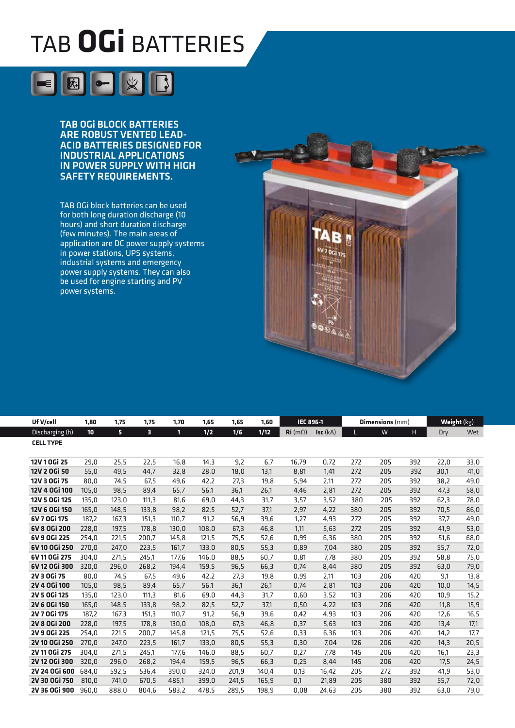# TAB OGi BATTERIES

**TAB OGi BLOCK BATTERIES ARE ROBUST VENTED LEAD-ACID BATTERIES DESIGNED FOR INDUSTRIAL APPLICATIONS IN POWER SUPPLY WITH HIGH SAFETY REQUIREMENTS.**

TAB OGi block batteries can be used for both long duration discharge (10 hours) and short duration discharge (few minutes). The main areas of application are DC power supply systems in power stations, UPS systems, industrial systems and emergency power supply systems. They can also be used for engine starting and PV power systems.

| Uf V/cell | 1,80 | 1,75 | 1,75 | 1,70 | 1,65 | 1,65 | 1,60 | IEC 896-1 | | Dimensions (mm) | | | Weight (kg) | |
|---|---|---|---|---|---|---|---|---|---|---|---|---|---|---|
| Discharging (h) | 10 | 5 | 3 | 1 | 1/2 | 1/6 | 1/12 | Ri (mΩ) | Isc (kA) | L | W | H | Dry | Wet |
| **CELL TYPE** | | | | | | | | | | | | | | |
| **12V 1 OGi 25** | 29,0 | 25,5 | 22,5 | 16,8 | 14,3 | 9,2 | 6,7 | 16,79 | 0,72 | 272 | 205 | 392 | 22,0 | 33,0 |
| **12V 2 OGi 50** | 55,0 | 49,5 | 44,7 | 32,8 | 28,0 | 18,0 | 13,1 | 8,81 | 1,41 | 272 | 205 | 392 | 30,1 | 41,0 |
| **12V 3 OGi 75** | 80,0 | 74,5 | 67,5 | 49,6 | 42,2 | 27,3 | 19,8 | 5,94 | 2,11 | 272 | 205 | 392 | 38,2 | 49,0 |
| **12V 4 OGi 100** | 105,0 | 98,5 | 89,4 | 65,7 | 56,1 | 36,1 | 26,1 | 4,46 | 2,81 | 272 | 205 | 392 | 47,3 | 58,0 |
| **12V 5 OGi 125** | 135,0 | 123,0 | 111,3 | 81,6 | 69,0 | 44,3 | 31,7 | 3,57 | 3,52 | 380 | 205 | 392 | 62,3 | 78,0 |
| **12V 6 OGi 150** | 165,0 | 148,5 | 133,8 | 98,2 | 82,5 | 52,7 | 37,1 | 2,97 | 4,22 | 380 | 205 | 392 | 70,5 | 86,0 |
| **6V 7 OGi 175** | 187,2 | 167,3 | 151,3 | 110,7 | 91,2 | 56,9 | 39,6 | 1,27 | 4,93 | 272 | 205 | 392 | 37,7 | 49,0 |
| **6V 8 OGi 200** | 228,0 | 197,5 | 178,8 | 130,0 | 108,0 | 67,3 | 46,8 | 1,11 | 5,63 | 272 | 205 | 392 | 41,9 | 53,0 |
| **6V 9 OGi 225** | 254,0 | 221,5 | 200,7 | 145,8 | 121,5 | 75,5 | 52,6 | 0,99 | 6,36 | 380 | 205 | 392 | 51,6 | 68,0 |
| **6V 10 OGi 250** | 270,0 | 247,0 | 223,5 | 161,7 | 133,0 | 80,5 | 55,3 | 0,89 | 7,04 | 380 | 205 | 392 | 55,7 | 72,0 |
| **6V 11 OGi 275** | 304,0 | 271,5 | 245,1 | 177,6 | 146,0 | 88,5 | 60,7 | 0,81 | 7,78 | 380 | 205 | 392 | 58,8 | 75,0 |
| **6V 12 OGi 300** | 320,0 | 296,0 | 268,2 | 194,4 | 159,5 | 96,5 | 66,3 | 0,74 | 8,44 | 380 | 205 | 392 | 63,0 | 79,0 |
| **2V 3 OGi 75** | 80,0 | 74,5 | 67,5 | 49,6 | 42,2 | 27,3 | 19,8 | 0,99 | 2,11 | 103 | 206 | 420 | 9,1 | 13,8 |
| **2V 4 OGi 100** | 105,0 | 98,5 | 89,4 | 65,7 | 56,1 | 36,1 | 26,1 | 0,74 | 2,81 | 103 | 206 | 420 | 10,0 | 14,5 |
| **2V 5 OGi 125** | 135,0 | 123,0 | 111,3 | 81,6 | 69,0 | 44,3 | 31,7 | 0,60 | 3,52 | 103 | 206 | 420 | 10,9 | 15,2 |
| **2V 6 OGi 150** | 165,0 | 148,5 | 133,8 | 98,2 | 82,5 | 52,7 | 37,1 | 0,50 | 4,22 | 103 | 206 | 420 | 11,8 | 15,9 |
| **2V 7 OGi 175** | 187,2 | 167,3 | 151,3 | 110,7 | 91,2 | 56,9 | 39,6 | 0,42 | 4,93 | 103 | 206 | 420 | 12,6 | 16,5 |
| **2V 8 OGi 200** | 228,0 | 197,5 | 178,8 | 130,0 | 108,0 | 67,3 | 46,8 | 0,37 | 5,63 | 103 | 206 | 420 | 13,4 | 17,1 |
| **2V 9 OGi 225** | 254,0 | 221,5 | 200,7 | 145,8 | 121,5 | 75,5 | 52,6 | 0,33 | 6,36 | 103 | 206 | 420 | 14,2 | 17,7 |
| **2V 10 OGi 250** | 270,0 | 247,0 | 223,5 | 161,7 | 133,0 | 80,5 | 55,3 | 0,30 | 7,04 | 126 | 206 | 420 | 14,3 | 20,5 |
| **2V 11 OGi 275** | 304,0 | 271,5 | 245,1 | 177,6 | 146,0 | 88,5 | 60,7 | 0,27 | 7,78 | 145 | 206 | 420 | 16,1 | 23,3 |
| **2V 12 OGi 300** | 320,0 | 296,0 | 268,2 | 194,4 | 159,5 | 96,5 | 66,3 | 0,25 | 8,44 | 145 | 206 | 420 | 17,5 | 24,5 |
| **2V 24 OGi 600** | 684,0 | 592,5 | 536,4 | 390,0 | 324,0 | 201,9 | 140,4 | 0,13 | 16,42 | 205 | 272 | 392 | 41,9 | 53,0 |
| **2V 30 OGi 750** | 810,0 | 741,0 | 670,5 | 485,1 | 399,0 | 241,5 | 165,9 | 0,1 | 21,89 | 205 | 380 | 392 | 55,7 | 72,0 |
| **2V 36 OGi 900** | 960,0 | 888,0 | 804,6 | 583,2 | 478,5 | 289,5 | 198,9 | 0,08 | 24,63 | 205 | 380 | 392 | 63,0 | 79,0 |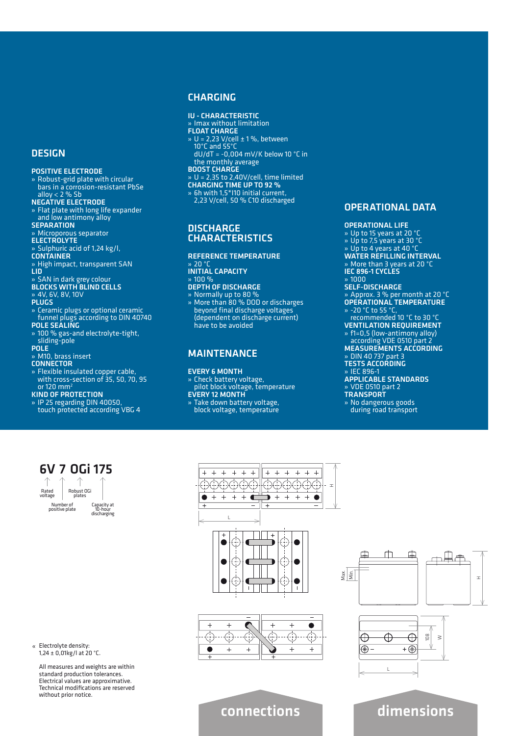## DESIGN

**POSITIVE ELECTRODE**
» Robust-grid plate with circular bars in a corrosion-resistant PbSe alloy < 2 % Sb

**NEGATIVE ELECTRODE**
» Flat plate with long life expander and low antimony alloy

**SEPARATION**
» Microporous separator

**ELECTROLYTE**
» Sulphuric acid of 1,24 kg/l,

**CONTAINER**
» High impact, transparent SAN

**LID**
» SAN in dark grey colour

**BLOCKS WITH BLIND CELLS**
» 4V, 6V, 8V, 10V

**PLUGS**
» Ceramic plugs or optional ceramic funnel plugs according to DIN 40740

**POLE SEALING**
» 100 % gas-and electrolyte-tight, sliding-pole

**POLE**
» M10, brass insert

**CONNECTOR**
» Flexible insulated copper cable, with cross-section of 35, 50, 70, 95 or 120 mm²

**KIND OF PROTECTION**
» IP 25 regarding DIN 40050, touch protected according VBG 4

## CHARGING

**IU - CHARACTERISTIC**
» Imax without limitation

**FLOAT CHARGE**
» U = 2,23 V/cell ± 1 %, between 10°C and 55°C
dU/dT = -0,004 mV/K below 10 °C in the monthly average

**BOOST CHARGE**
» U = 2,35 to 2,40V/cell, time limited

**CHARGING TIME UP TO 92 %**
» 6h with 1,5*I10 initial current, 2,23 V/cell, 50 % C10 discharged

## DISCHARGE CHARACTERISTICS

**REFERENCE TEMPERATURE**
» 20 °C

**INITIAL CAPACITY**
» 100 %

**DEPTH OF DISCHARGE**
» Normally up to 80 %
» More than 80 % DOD or discharges beyond final discharge voltages (dependent on discharge current) have to be avoided

## MAINTENANCE

**EVERY 6 MONTH**
» Check battery voltage, pilot block voltage, temperature

**EVERY 12 MONTH**
» Take down battery voltage, block voltage, temperature

## OPERATIONAL DATA

**OPERATIONAL LIFE**
» Up to 15 years at 20 °C
» Up to 7,5 years at 30 °C
» Up to 4 years at 40 °C

**WATER REFILLING INTERVAL**
» More than 3 years at 20 °C

**IEC 896-1 CYCLES**
» 1000

**SELF-DISCHARGE**
» Approx. 3 % per month at 20 °C

**OPERATIONAL TEMPERATURE**
» -20 °C to 55 °C, recommended 10 °C to 30 °C

**VENTILATION REQUIREMENT**
» f1=0,5 (low-antimony alloy) according VDE 0510 part 2

**MEASUREMENTS ACCORDING**
» DIN 40 737 part 3

**TESTS ACCORDING**
» IEC 896-1

**APPLICABLE STANDARDS**
» VDE 0510 part 2

**TRANSPORT**
» No dangerous goods during road transport

**6V 7 OGi 175**

- Rated voltage
- Number of positive plate
- Robust OGi plates
- Capacity at 10-hour discharging

« Electrolyte density: 1,24 ± 0,01kg/l at 20 °C.

All measures and weights are within standard production tolerances. Electrical values are approximative. Technical modifications are reserved without prior notice.

**connections**

**dimensions**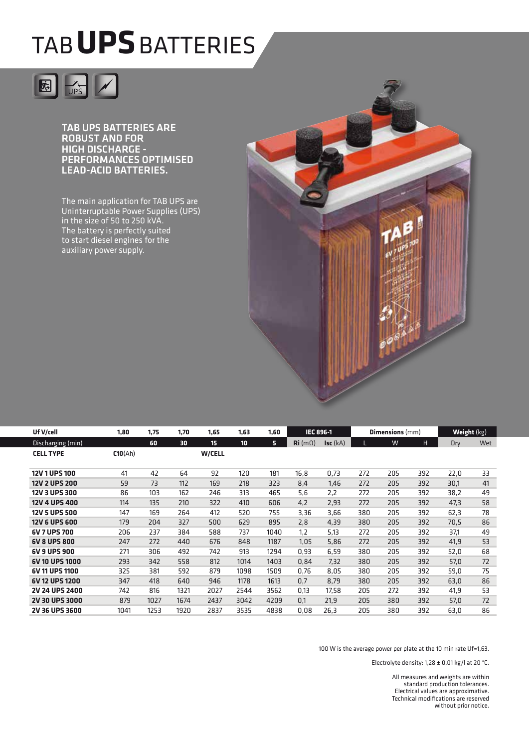# TAB **UPS** BATTERIES

**TAB UPS BATTERIES ARE ROBUST AND FOR HIGH DISCHARGE - PERFORMANCES OPTIMISED LEAD-ACID BATTERIES.**

The main application for TAB UPS are Uninterruptable Power Supplies (UPS) in the size of 50 to 250 kVA. The battery is perfectly suited to start diesel engines for the auxiliary power supply.

| Uf V/cell | 1,80 | 1,75 | 1,70 | 1,65 | 1,63 | 1,60 | IEC 896-1 | | Dimensions (mm) | | | Weight (kg) | |
|---|---|---|---|---|---|---|---|---|---|---|---|---|---|
| Discharging (min) | | 60 | 30 | 15 | 10 | 5 | Ri (mΩ) | Isc (kA) | L | W | H | Dry | Wet |
| **CELL TYPE** | **C10**(Ah) | | | **W/CELL** | | | | | | | | | |
| **12V 1 UPS 100** | 41 | 42 | 64 | 92 | 120 | 181 | 16,8 | 0,73 | 272 | 205 | 392 | 22,0 | 33 |
| **12V 2 UPS 200** | 59 | 73 | 112 | 169 | 218 | 323 | 8,4 | 1,46 | 272 | 205 | 392 | 30,1 | 41 |
| **12V 3 UPS 300** | 86 | 103 | 162 | 246 | 313 | 465 | 5,6 | 2,2 | 272 | 205 | 392 | 38,2 | 49 |
| **12V 4 UPS 400** | 114 | 135 | 210 | 322 | 410 | 606 | 4,2 | 2,93 | 272 | 205 | 392 | 47,3 | 58 |
| **12V 5 UPS 500** | 147 | 169 | 264 | 412 | 520 | 755 | 3,36 | 3,66 | 380 | 205 | 392 | 62,3 | 78 |
| **12V 6 UPS 600** | 179 | 204 | 327 | 500 | 629 | 895 | 2,8 | 4,39 | 380 | 205 | 392 | 70,5 | 86 |
| **6V 7 UPS 700** | 206 | 237 | 384 | 588 | 737 | 1040 | 1,2 | 5,13 | 272 | 205 | 392 | 37,1 | 49 |
| **6V 8 UPS 800** | 247 | 272 | 440 | 676 | 848 | 1187 | 1,05 | 5,86 | 272 | 205 | 392 | 41,9 | 53 |
| **6V 9 UPS 900** | 271 | 306 | 492 | 742 | 913 | 1294 | 0,93 | 6,59 | 380 | 205 | 392 | 52,0 | 68 |
| **6V 10 UPS 1000** | 293 | 342 | 558 | 812 | 1014 | 1403 | 0,84 | 7,32 | 380 | 205 | 392 | 57,0 | 72 |
| **6V 11 UPS 1100** | 325 | 381 | 592 | 879 | 1098 | 1509 | 0,76 | 8,05 | 380 | 205 | 392 | 59,0 | 75 |
| **6V 12 UPS 1200** | 347 | 418 | 640 | 946 | 1178 | 1613 | 0,7 | 8,79 | 380 | 205 | 392 | 63,0 | 86 |
| **2V 24 UPS 2400** | 742 | 816 | 1321 | 2027 | 2544 | 3562 | 0,13 | 17,58 | 205 | 272 | 392 | 41,9 | 53 |
| **2V 30 UPS 3000** | 879 | 1027 | 1674 | 2437 | 3042 | 4209 | 0,1 | 21,9 | 205 | 380 | 392 | 57,0 | 72 |
| **2V 36 UPS 3600** | 1041 | 1253 | 1920 | 2837 | 3535 | 4838 | 0,08 | 26,3 | 205 | 380 | 392 | 63,0 | 86 |

100 W is the average power per plate at the 10 min rate Uf=1,63.

Electrolyte density: 1,28 ± 0,01 kg/l at 20 °C.

All measures and weights are within standard production tolerances. Electrical values are approximative. Technical modifications are reserved without prior notice.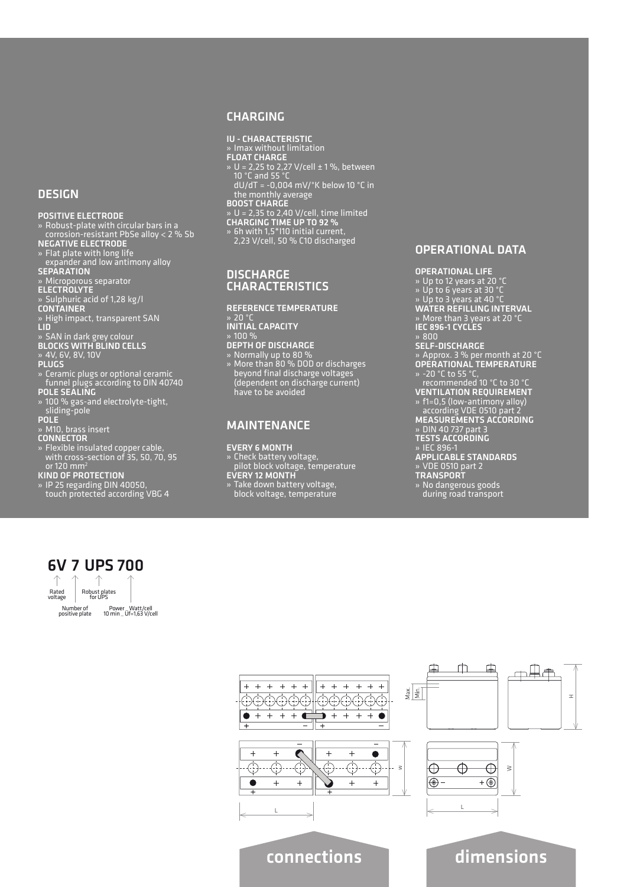## DESIGN

**POSITIVE ELECTRODE**
» Robust-plate with circular bars in a corrosion-resistant PbSe alloy < 2 % Sb

**NEGATIVE ELECTRODE**
» Flat plate with long life expander and low antimony alloy

**SEPARATION**
» Microporous separator

**ELECTROLYTE**
» Sulphuric acid of 1,28 kg/l

**CONTAINER**
» High impact, transparent SAN

**LID**
» SAN in dark grey colour

**BLOCKS WITH BLIND CELLS**
» 4V, 6V, 8V, 10V

**PLUGS**
» Ceramic plugs or optional ceramic funnel plugs according to DIN 40740

**POLE SEALING**
» 100 % gas-and electrolyte-tight, sliding-pole

**POLE**
» M10, brass insert

**CONNECTOR**
» Flexible insulated copper cable, with cross-section of 35, 50, 70, 95 or 120 mm²

**KIND OF PROTECTION**
» IP 25 regarding DIN 40050, touch protected according VBG 4

## CHARGING

**IU - CHARACTERISTIC**
» Imax without limitation

**FLOAT CHARGE**
» U = 2,25 to 2,27 V/cell ± 1 %, between 10 °C and 55 °C
dU/dT = -0,004 mV/°K below 10 °C in the monthly average

**BOOST CHARGE**
» U = 2,35 to 2,40 V/cell, time limited

**CHARGING TIME UP TO 92 %**
» 6h with 1,5*I10 initial current, 2,23 V/cell, 50 % C10 discharged

## DISCHARGE CHARACTERISTICS

**REFERENCE TEMPERATURE**
» 20 °C

**INITIAL CAPACITY**
» 100 %

**DEPTH OF DISCHARGE**
» Normally up to 80 %
» More than 80 % DOD or discharges beyond final discharge voltages (dependent on discharge current) have to be avoided

## MAINTENANCE

**EVERY 6 MONTH**
» Check battery voltage, pilot block voltage, temperature

**EVERY 12 MONTH**
» Take down battery voltage, block voltage, temperature

## OPERATIONAL DATA

**OPERATIONAL LIFE**
» Up to 12 years at 20 °C
» Up to 6 years at 30 °C
» Up to 3 years at 40 °C

**WATER REFILLING INTERVAL**
» More than 3 years at 20 °C

**IEC 896-1 CYCLES**
» 800

**SELF-DISCHARGE**
» Approx. 3 % per month at 20 °C

**OPERATIONAL TEMPERATURE**
» -20 °C to 55 °C, recommended 10 °C to 30 °C

**VENTILATION REQUIREMENT**
» f1=0,5 (low-antimony alloy) according VDE 0510 part 2

**MEASUREMENTS ACCORDING**
» DIN 40 737 part 3

**TESTS ACCORDING**
» IEC 896-1

**APPLICABLE STANDARDS**
» VDE 0510 part 2

**TRANSPORT**
» No dangerous goods during road transport

**6V 7 UPS 700**

- 6V: Rated voltage
- 7: Number of positive plate
- UPS: Robust plates for UPS
- 700: Power _ Watt/cell 10 min _ Uf=1,63 V/cell

Max.
Min.
H
W
L

**connections** **dimensions**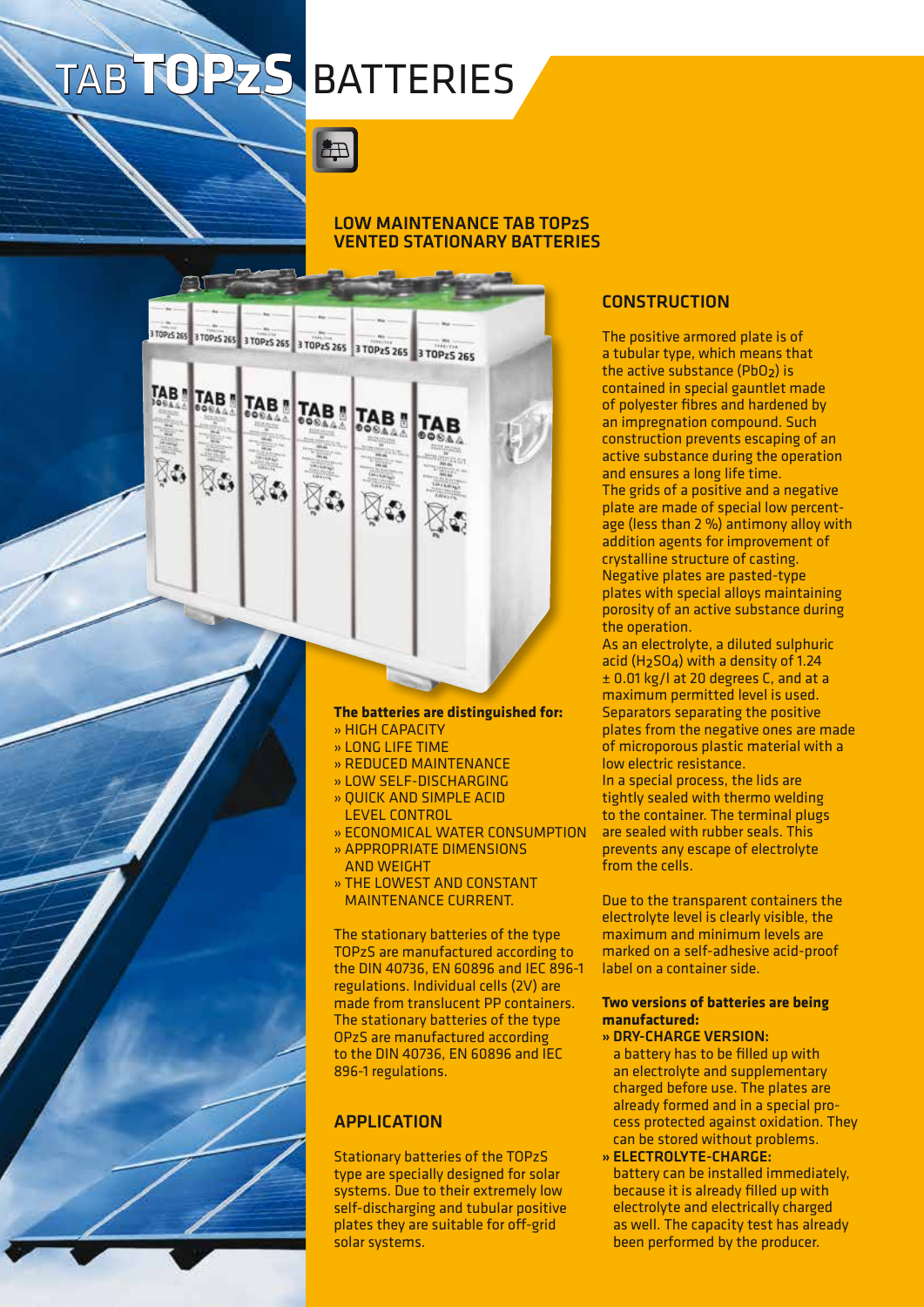# TAB TOPzS BATTERIES

## LOW MAINTENANCE TAB TOPzS VENTED STATIONARY BATTERIES

**The batteries are distinguished for:**

- HIGH CAPACITY
- LONG LIFE TIME
- REDUCED MAINTENANCE
- LOW SELF-DISCHARGING
- QUICK AND SIMPLE ACID LEVEL CONTROL
- ECONOMICAL WATER CONSUMPTION
- APPROPRIATE DIMENSIONS AND WEIGHT
- THE LOWEST AND CONSTANT MAINTENANCE CURRENT.

The stationary batteries of the type TOPzS are manufactured according to the DIN 40736, EN 60896 and IEC 896-1 regulations. Individual cells (2V) are made from translucent PP containers. The stationary batteries of the type OPzS are manufactured according to the DIN 40736, EN 60896 and IEC 896-1 regulations.

## APPLICATION

Stationary batteries of the TOPzS type are specially designed for solar systems. Due to their extremely low self-discharging and tubular positive plates they are suitable for off-grid solar systems.

## CONSTRUCTION

The positive armored plate is of a tubular type, which means that the active substance ($PbO_2$) is contained in special gauntlet made of polyester fibres and hardened by an impregnation compound. Such construction prevents escaping of an active substance during the operation and ensures a long life time.
The grids of a positive and a negative plate are made of special low percentage (less than 2 %) antimony alloy with addition agents for improvement of crystalline structure of casting.
Negative plates are pasted-type plates with special alloys maintaining porosity of an active substance during the operation.
As an electrolyte, a diluted sulphuric acid ($H_2SO_4$) with a density of 1.24 ± 0.01 kg/l at 20 degrees C, and at a maximum permitted level is used.
Separators separating the positive plates from the negative ones are made of microporous plastic material with a low electric resistance.
In a special process, the lids are tightly sealed with thermo welding to the container. The terminal plugs are sealed with rubber seals. This prevents any escape of electrolyte from the cells.

Due to the transparent containers the electrolyte level is clearly visible, the maximum and minimum levels are marked on a self-adhesive acid-proof label on a container side.

**Two versions of batteries are being manufactured:**

- **DRY-CHARGE VERSION:** a battery has to be filled up with an electrolyte and supplementary charged before use. The plates are already formed and in a special process protected against oxidation. They can be stored without problems.
- **ELECTROLYTE-CHARGE:** battery can be installed immediately, because it is already filled up with electrolyte and electrically charged as well. The capacity test has already been performed by the producer.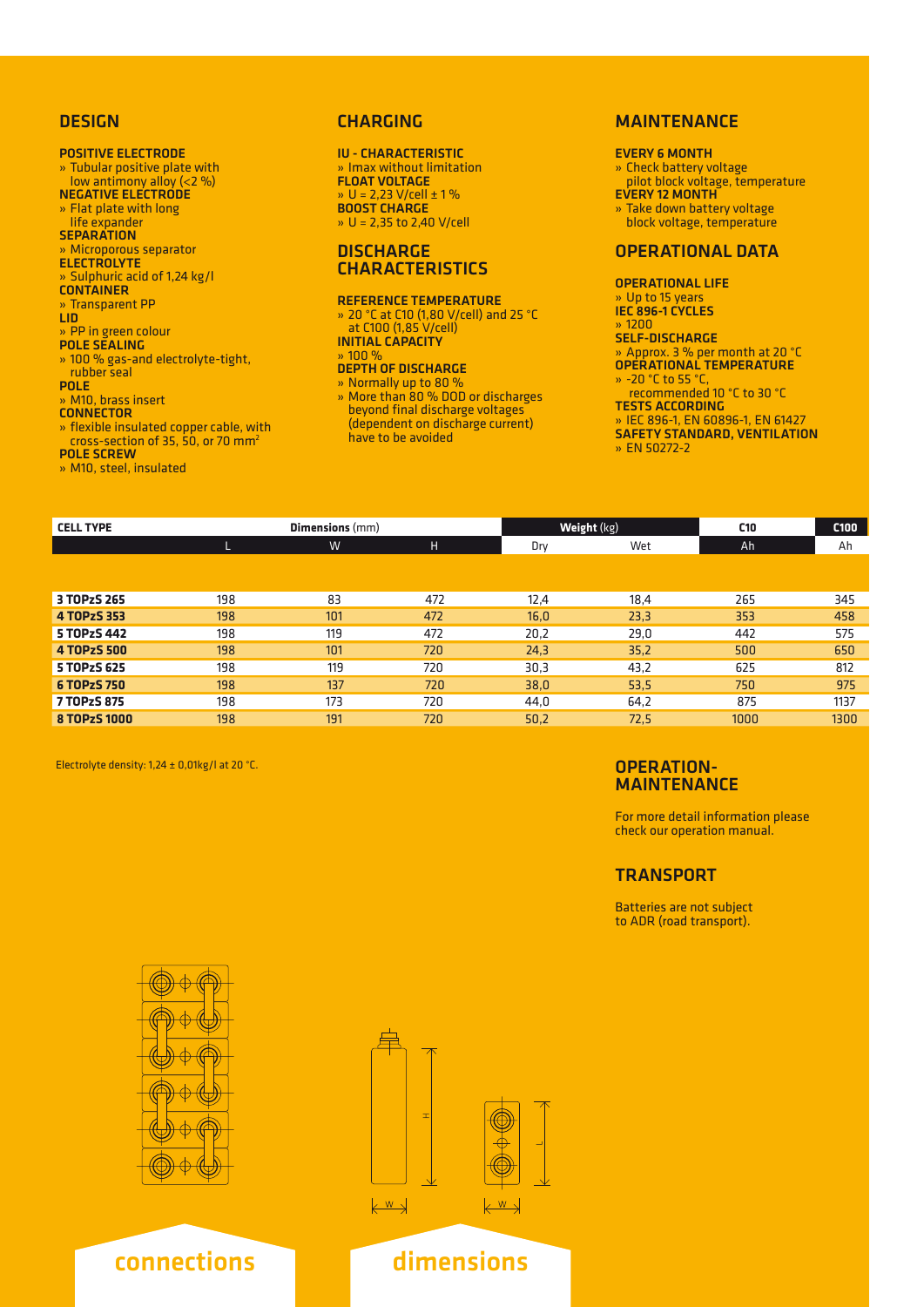## DESIGN

**POSITIVE ELECTRODE**
» Tubular positive plate with low antimony alloy (<2 %)
**NEGATIVE ELECTRODE**
» Flat plate with long life expander
**SEPARATION**
» Microporous separator
**ELECTROLYTE**
» Sulphuric acid of 1,24 kg/l
**CONTAINER**
» Transparent PP
**LID**
» PP in green colour
**POLE SEALING**
» 100 % gas-and electrolyte-tight, rubber seal
**POLE**
» M10, brass insert
**CONNECTOR**
» flexible insulated copper cable, with cross-section of 35, 50, or 70 mm²
**POLE SCREW**
» M10, steel, insulated

## CHARGING

**IU - CHARACTERISTIC**
» Imax without limitation
**FLOAT VOLTAGE**
» U = 2,23 V/cell ± 1 %
**BOOST CHARGE**
» U = 2,35 to 2,40 V/cell

## DISCHARGE CHARACTERISTICS

**REFERENCE TEMPERATURE**
» 20 °C at C10 (1,80 V/cell) and 25 °C at C100 (1,85 V/cell)
**INITIAL CAPACITY**
» 100 %
**DEPTH OF DISCHARGE**
» Normally up to 80 %
» More than 80 % DOD or discharges beyond final discharge voltages (dependent on discharge current) have to be avoided

## MAINTENANCE

**EVERY 6 MONTH**
» Check battery voltage pilot block voltage, temperature
**EVERY 12 MONTH**
» Take down battery voltage block voltage, temperature

## OPERATIONAL DATA

**OPERATIONAL LIFE**
» Up to 15 years
**IEC 896-1 CYCLES**
» 1200
**SELF-DISCHARGE**
» Approx. 3 % per month at 20 °C
**OPERATIONAL TEMPERATURE**
» -20 °C to 55 °C, recommended 10 °C to 30 °C
**TESTS ACCORDING**
» IEC 896-1, EN 60896-1, EN 61427
**SAFETY STANDARD, VENTILATION**
» EN 50272-2

| CELL TYPE | Dimensions (mm) | | | Weight (kg) | | C10 | C100 |
|---|---|---|---|---|---|---|---|
| | L | W | H | Dry | Wet | Ah | Ah |
| **3 TOPzS 265** | 198 | 83 | 472 | 12,4 | 18,4 | 265 | 345 |
| **4 TOPzS 353** | 198 | 101 | 472 | 16,0 | 23,3 | 353 | 458 |
| **5 TOPzS 442** | 198 | 119 | 472 | 20,2 | 29,0 | 442 | 575 |
| **4 TOPzS 500** | 198 | 101 | 720 | 24,3 | 35,2 | 500 | 650 |
| **5 TOPzS 625** | 198 | 119 | 720 | 30,3 | 43,2 | 625 | 812 |
| **6 TOPzS 750** | 198 | 137 | 720 | 38,0 | 53,5 | 750 | 975 |
| **7 TOPzS 875** | 198 | 173 | 720 | 44,0 | 64,2 | 875 | 1137 |
| **8 TOPzS 1000** | 198 | 191 | 720 | 50,2 | 72,5 | 1000 | 1300 |

Electrolyte density: 1,24 ± 0,01kg/l at 20 °C.

## OPERATION-MAINTENANCE

For more detail information please check our operation manual.

## TRANSPORT

Batteries are not subject to ADR (road transport).

connections

dimensions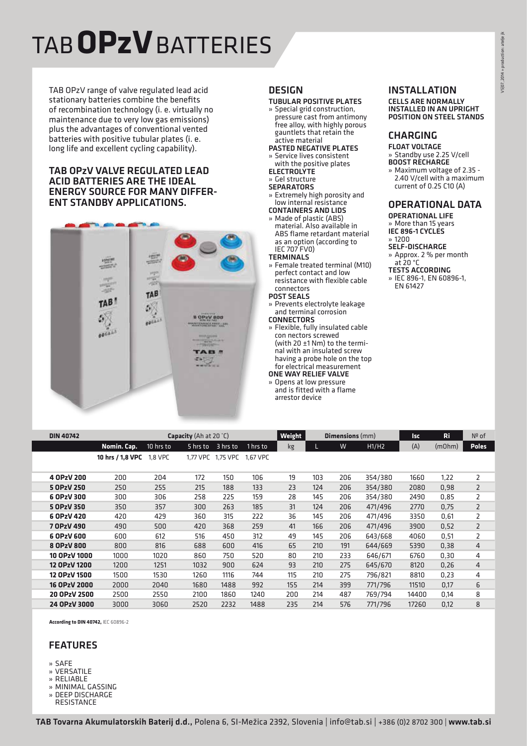# TAB **OPzV** BATTERIES

TAB OPzV range of valve regulated lead acid stationary batteries combine the benefits of recombination technology (i. e. virtually no maintenance due to very low gas emissions) plus the advantages of conventional vented batteries with positive tubular plates (i. e. long life and excellent cycling capability).

### TAB OPzV VALVE REGULATED LEAD ACID BATTERIES ARE THE IDEAL ENERGY SOURCE FOR MANY DIFFERENT STANDBY APPLICATIONS.

## DESIGN

**TUBULAR POSITIVE PLATES**
- Special grid construction, pressure cast from antimony free alloy, with highly porous gauntlets that retain the active material

**PASTED NEGATIVE PLATES**
- Service lives consistent with the positive plates

**ELECTROLYTE**
- Gel structure

**SEPARATORS**
- Extremely high porosity and low internal resistance

**CONTAINERS AND LIDS**
- Made of plastic (ABS) material. Also available in ABS flame retardant material as an option (according to IEC 707 FV0)

**TERMINALS**
- Female treated terminal (M10) perfect contact and low resistance with flexible cable connectors

**POST SEALS**
- Prevents electrolyte leakage and terminal corrosion

**CONNECTORS**
- Flexible, fully insulated cable con nectors screwed (with 20 ±1 Nm) to the terminal with an insulated screw having a probe hole on the top for electrical measurement

**ONE WAY RELIEF VALVE**
- Opens at low pressure and is fitted with a flame arrestor device

## INSTALLATION

**CELLS ARE NORMALLY INSTALLED IN AN UPRIGHT POSITION ON STEEL STANDS**

## CHARGING

**FLOAT VOLTAGE**
- Standby use 2.25 V/cell

**BOOST RECHARGE**
- Maximum voltage of 2.35 - 2.40 V/cell with a maximum current of 0.25 C10 (A)

## OPERATIONAL DATA

**OPERATIONAL LIFE**
- More than 15 years

**IEC 896-1 CYCLES**
- 1200

**SELF-DISCHARGE**
- Approx. 2 % per month at 20 °C

**TESTS ACCORDING**
- IEC 896-1, EN 60896-1, EN 61427

| DIN 40742 | Capacity (Ah at 20 °C) | | | | | Weight | Dimensions (mm) | | | Isc | Ri | Nº of |
|---|---|---|---|---|---|---|---|---|---|---|---|---|
| | Nomin. Cap. | 10 hrs to | 5 hrs to | 3 hrs to | 1 hrs to | kg | L | W | H1/H2 | (A) | (mOhm) | Poles |
| | 10 hrs / 1,8 VPC | 1,8 VPC | 1,77 VPC | 1,75 VPC | 1,67 VPC | | | | | | | |
| **4 OPzV 200** | 200 | 204 | 172 | 150 | 106 | 19 | 103 | 206 | 354/380 | 1660 | 1,22 | 2 |
| **5 OPzV 250** | 250 | 255 | 215 | 188 | 133 | 23 | 124 | 206 | 354/380 | 2080 | 0,98 | 2 |
| **6 OPzV 300** | 300 | 306 | 258 | 225 | 159 | 28 | 145 | 206 | 354/380 | 2490 | 0,85 | 2 |
| **5 OPzV 350** | 350 | 357 | 300 | 263 | 185 | 31 | 124 | 206 | 471/496 | 2770 | 0,75 | 2 |
| **6 OPzV 420** | 420 | 429 | 360 | 315 | 222 | 36 | 145 | 206 | 471/496 | 3350 | 0,61 | 2 |
| **7 OPzV 490** | 490 | 500 | 420 | 368 | 259 | 41 | 166 | 206 | 471/496 | 3900 | 0,52 | 2 |
| **6 OPzV 600** | 600 | 612 | 516 | 450 | 312 | 49 | 145 | 206 | 643/668 | 4060 | 0,51 | 2 |
| **8 OPzV 800** | 800 | 816 | 688 | 600 | 416 | 65 | 210 | 191 | 644/669 | 5390 | 0,38 | 4 |
| **10 OPzV 1000** | 1000 | 1020 | 860 | 750 | 520 | 80 | 210 | 233 | 646/671 | 6760 | 0,30 | 4 |
| **12 OPzV 1200** | 1200 | 1251 | 1032 | 900 | 624 | 93 | 210 | 275 | 645/670 | 8120 | 0,26 | 4 |
| **12 OPzV 1500** | 1500 | 1530 | 1260 | 1116 | 744 | 115 | 210 | 275 | 796/821 | 8810 | 0,23 | 4 |
| **16 OPzV 2000** | 2000 | 2040 | 1680 | 1488 | 992 | 155 | 214 | 399 | 771/796 | 11510 | 0,17 | 6 |
| **20 OPzV 2500** | 2500 | 2550 | 2100 | 1860 | 1240 | 200 | 214 | 487 | 769/794 | 14400 | 0,14 | 8 |
| **24 OPzV 3000** | 3000 | 3060 | 2520 | 2232 | 1488 | 235 | 214 | 576 | 771/796 | 17260 | 0,12 | 8 |

**According to DIN 40742,** IEC 60896-2

## FEATURES

- SAFE
- VERSATILE
- RELIABLE
- MINIMAL GASSING
- DEEP DISCHARGE RESISTANCE

**TAB Tovarna Akumulatorskih Baterij d.d.,** Polena 6, SI-Mežica 2392, Slovenia | info@tab.si | +386 (0)2 8702 300 | **www.tab.si**